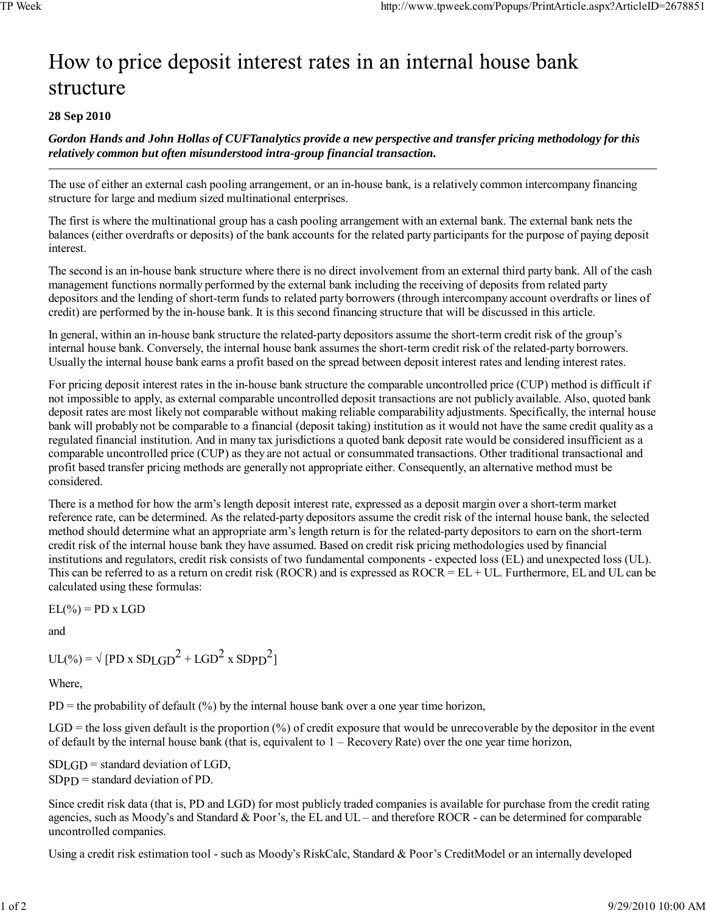# How to price deposit interest rates in an internal house bank structure

**28 Sep 2010**

***Gordon Hands and John Hollas of CUFTanalytics provide a new perspective and transfer pricing methodology for this relatively common but often misunderstood intra-group financial transaction.***

---

The use of either an external cash pooling arrangement, or an in-house bank, is a relatively common intercompany financing structure for large and medium sized multinational enterprises.

The first is where the multinational group has a cash pooling arrangement with an external bank. The external bank nets the balances (either overdrafts or deposits) of the bank accounts for the related party participants for the purpose of paying deposit interest.

The second is an in-house bank structure where there is no direct involvement from an external third party bank. All of the cash management functions normally performed by the external bank including the receiving of deposits from related party depositors and the lending of short-term funds to related party borrowers (through intercompany account overdrafts or lines of credit) are performed by the in-house bank. It is this second financing structure that will be discussed in this article.

In general, within an in-house bank structure the related-party depositors assume the short-term credit risk of the group's internal house bank. Conversely, the internal house bank assumes the short-term credit risk of the related-party borrowers. Usually the internal house bank earns a profit based on the spread between deposit interest rates and lending interest rates.

For pricing deposit interest rates in the in-house bank structure the comparable uncontrolled price (CUP) method is difficult if not impossible to apply, as external comparable uncontrolled deposit transactions are not publicly available. Also, quoted bank deposit rates are most likely not comparable without making reliable comparability adjustments. Specifically, the internal house bank will probably not be comparable to a financial (deposit taking) institution as it would not have the same credit quality as a regulated financial institution. And in many tax jurisdictions a quoted bank deposit rate would be considered insufficient as a comparable uncontrolled price (CUP) as they are not actual or consummated transactions. Other traditional transactional and profit based transfer pricing methods are generally not appropriate either. Consequently, an alternative method must be considered.

There is a method for how the arm's length deposit interest rate, expressed as a deposit margin over a short-term market reference rate, can be determined. As the related-party depositors assume the credit risk of the internal house bank, the selected method should determine what an appropriate arm's length return is for the related-party depositors to earn on the short-term credit risk of the internal house bank they have assumed. Based on credit risk pricing methodologies used by financial institutions and regulators, credit risk consists of two fundamental components - expected loss (EL) and unexpected loss (UL). This can be referred to as a return on credit risk (ROCR) and is expressed as ROCR = EL + UL. Furthermore, EL and UL can be calculated using these formulas:

$$EL(\%) = PD \times LGD$$

and

$$UL(\%) = \sqrt{PD \times SD_{LGD}^2 + LGD^2 \times SD_{PD}^2}$$

Where,

PD = the probability of default (%) by the internal house bank over a one year time horizon,

LGD = the loss given default is the proportion (%) of credit exposure that would be unrecoverable by the depositor in the event of default by the internal house bank (that is, equivalent to 1 – Recovery Rate) over the one year time horizon,

$SD_{LGD}$ = standard deviation of LGD,
$SD_{PD}$ = standard deviation of PD.

Since credit risk data (that is, PD and LGD) for most publicly traded companies is available for purchase from the credit rating agencies, such as Moody's and Standard & Poor's, the EL and UL – and therefore ROCR - can be determined for comparable uncontrolled companies.

Using a credit risk estimation tool - such as Moody's RiskCalc, Standard & Poor's CreditModel or an internally developed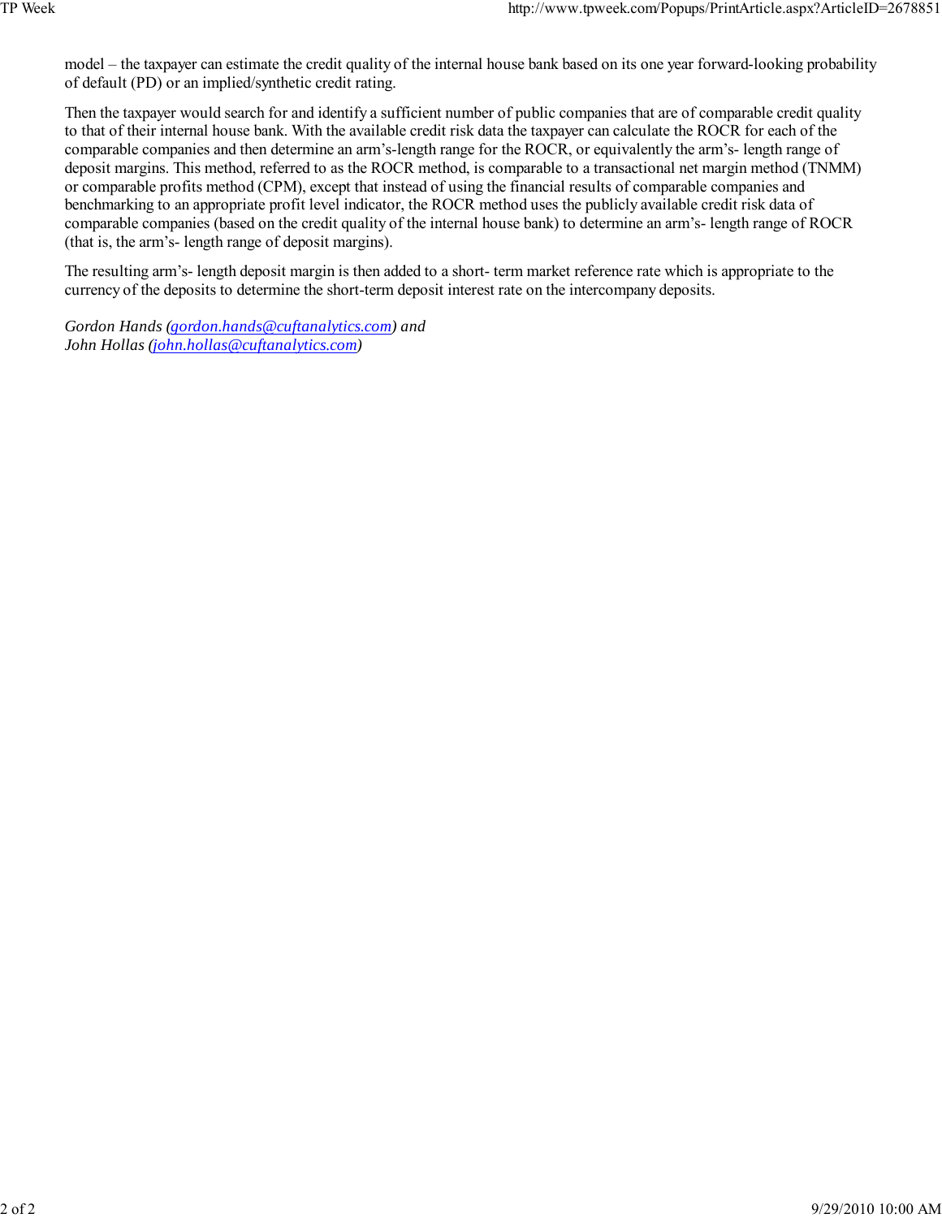model – the taxpayer can estimate the credit quality of the internal house bank based on its one year forward-looking probability of default (PD) or an implied/synthetic credit rating.

Then the taxpayer would search for and identify a sufficient number of public companies that are of comparable credit quality to that of their internal house bank. With the available credit risk data the taxpayer can calculate the ROCR for each of the comparable companies and then determine an arm's-length range for the ROCR, or equivalently the arm's- length range of deposit margins. This method, referred to as the ROCR method, is comparable to a transactional net margin method (TNMM) or comparable profits method (CPM), except that instead of using the financial results of comparable companies and benchmarking to an appropriate profit level indicator, the ROCR method uses the publicly available credit risk data of comparable companies (based on the credit quality of the internal house bank) to determine an arm's- length range of ROCR (that is, the arm's- length range of deposit margins).

The resulting arm's- length deposit margin is then added to a short- term market reference rate which is appropriate to the currency of the deposits to determine the short-term deposit interest rate on the intercompany deposits.

*Gordon Hands (gordon.hands@cuftanalytics.com) and*
*John Hollas (john.hollas@cuftanalytics.com)*